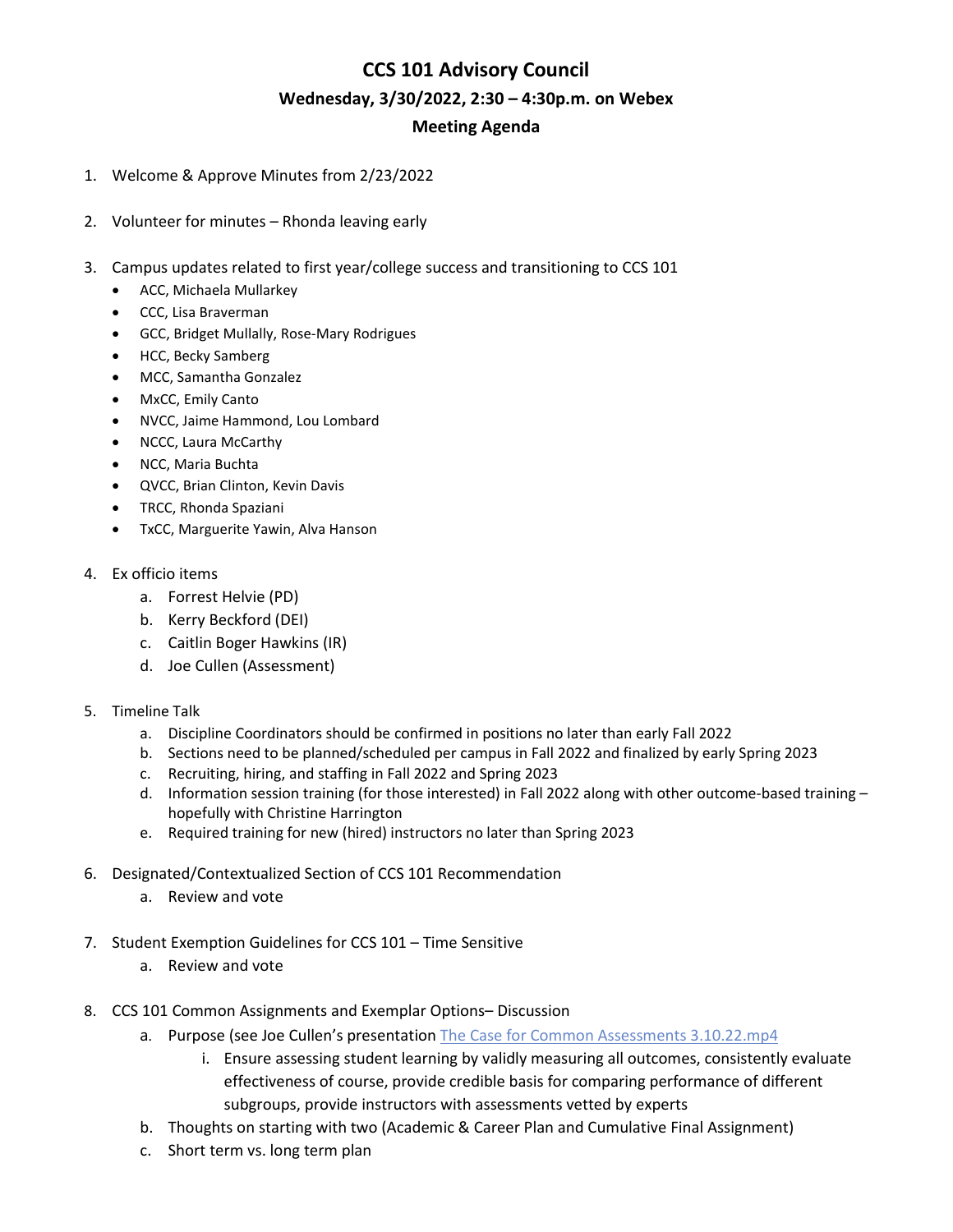# CCS 101 Advisory Council

## Wednesday, 3/30/2022, 2:30 – 4:30p.m. on Webex

## Meeting Agenda

1. Welcome & Approve Minutes from 2/23/2022

2. Volunteer for minutes – Rhonda leaving early

3. Campus updates related to first year/college success and transitioning to CCS 101
   - ACC, Michaela Mullarkey
   - CCC, Lisa Braverman
   - GCC, Bridget Mullally, Rose-Mary Rodrigues
   - HCC, Becky Samberg
   - MCC, Samantha Gonzalez
   - MxCC, Emily Canto
   - NVCC, Jaime Hammond, Lou Lombard
   - NCCC, Laura McCarthy
   - NCC, Maria Buchta
   - QVCC, Brian Clinton, Kevin Davis
   - TRCC, Rhonda Spaziani
   - TxCC, Marguerite Yawin, Alva Hanson

4. Ex officio items
   a. Forrest Helvie (PD)
   b. Kerry Beckford (DEI)
   c. Caitlin Boger Hawkins (IR)
   d. Joe Cullen (Assessment)

5. Timeline Talk
   a. Discipline Coordinators should be confirmed in positions no later than early Fall 2022
   b. Sections need to be planned/scheduled per campus in Fall 2022 and finalized by early Spring 2023
   c. Recruiting, hiring, and staffing in Fall 2022 and Spring 2023
   d. Information session training (for those interested) in Fall 2022 along with other outcome-based training – hopefully with Christine Harrington
   e. Required training for new (hired) instructors no later than Spring 2023

6. Designated/Contextualized Section of CCS 101 Recommendation
   a. Review and vote

7. Student Exemption Guidelines for CCS 101 – Time Sensitive
   a. Review and vote

8. CCS 101 Common Assignments and Exemplar Options– Discussion
   a. Purpose (see Joe Cullen's presentation The Case for Common Assessments 3.10.22.mp4
      i. Ensure assessing student learning by validly measuring all outcomes, consistently evaluate effectiveness of course, provide credible basis for comparing performance of different subgroups, provide instructors with assessments vetted by experts
   b. Thoughts on starting with two (Academic & Career Plan and Cumulative Final Assignment)
   c. Short term vs. long term plan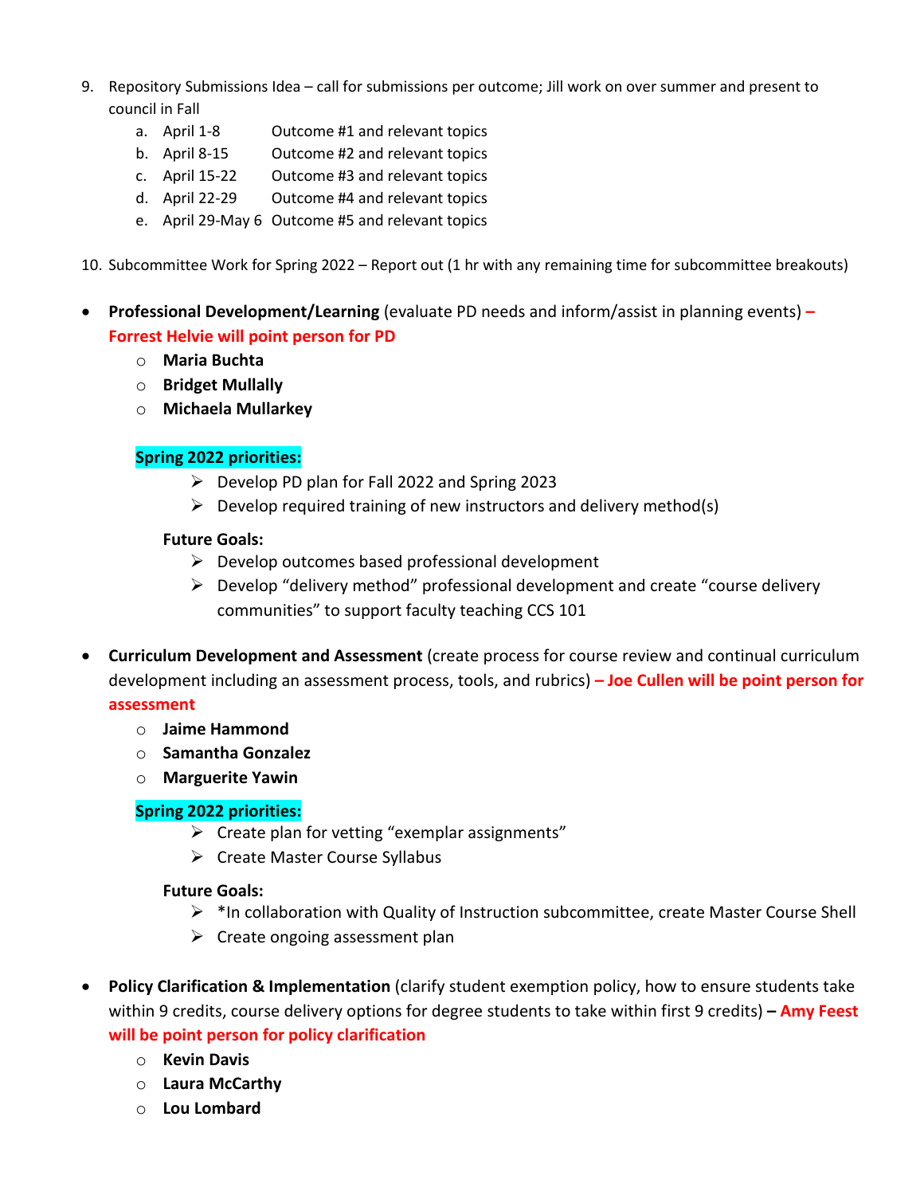9. Repository Submissions Idea – call for submissions per outcome; Jill work on over summer and present to council in Fall
   a. April 1-8 Outcome #1 and relevant topics
   b. April 8-15 Outcome #2 and relevant topics
   c. April 15-22 Outcome #3 and relevant topics
   d. April 22-29 Outcome #4 and relevant topics
   e. April 29-May 6 Outcome #5 and relevant topics

10. Subcommittee Work for Spring 2022 – Report out (1 hr with any remaining time for subcommittee breakouts)

- **Professional Development/Learning** (evaluate PD needs and inform/assist in planning events) **– Forrest Helvie will point person for PD**
  - **Maria Buchta**
  - **Bridget Mullally**
  - **Michaela Mullarkey**

  **Spring 2022 priorities:**
    - Develop PD plan for Fall 2022 and Spring 2023
    - Develop required training of new instructors and delivery method(s)

  **Future Goals:**
    - Develop outcomes based professional development
    - Develop "delivery method" professional development and create "course delivery communities" to support faculty teaching CCS 101

- **Curriculum Development and Assessment** (create process for course review and continual curriculum development including an assessment process, tools, and rubrics) **– Joe Cullen will be point person for assessment**
  - **Jaime Hammond**
  - **Samantha Gonzalez**
  - **Marguerite Yawin**

  **Spring 2022 priorities:**
    - Create plan for vetting "exemplar assignments"
    - Create Master Course Syllabus

  **Future Goals:**
    - *In collaboration with Quality of Instruction subcommittee, create Master Course Shell
    - Create ongoing assessment plan

- **Policy Clarification & Implementation** (clarify student exemption policy, how to ensure students take within 9 credits, course delivery options for degree students to take within first 9 credits) **– Amy Feest will be point person for policy clarification**
  - **Kevin Davis**
  - **Laura McCarthy**
  - **Lou Lombard**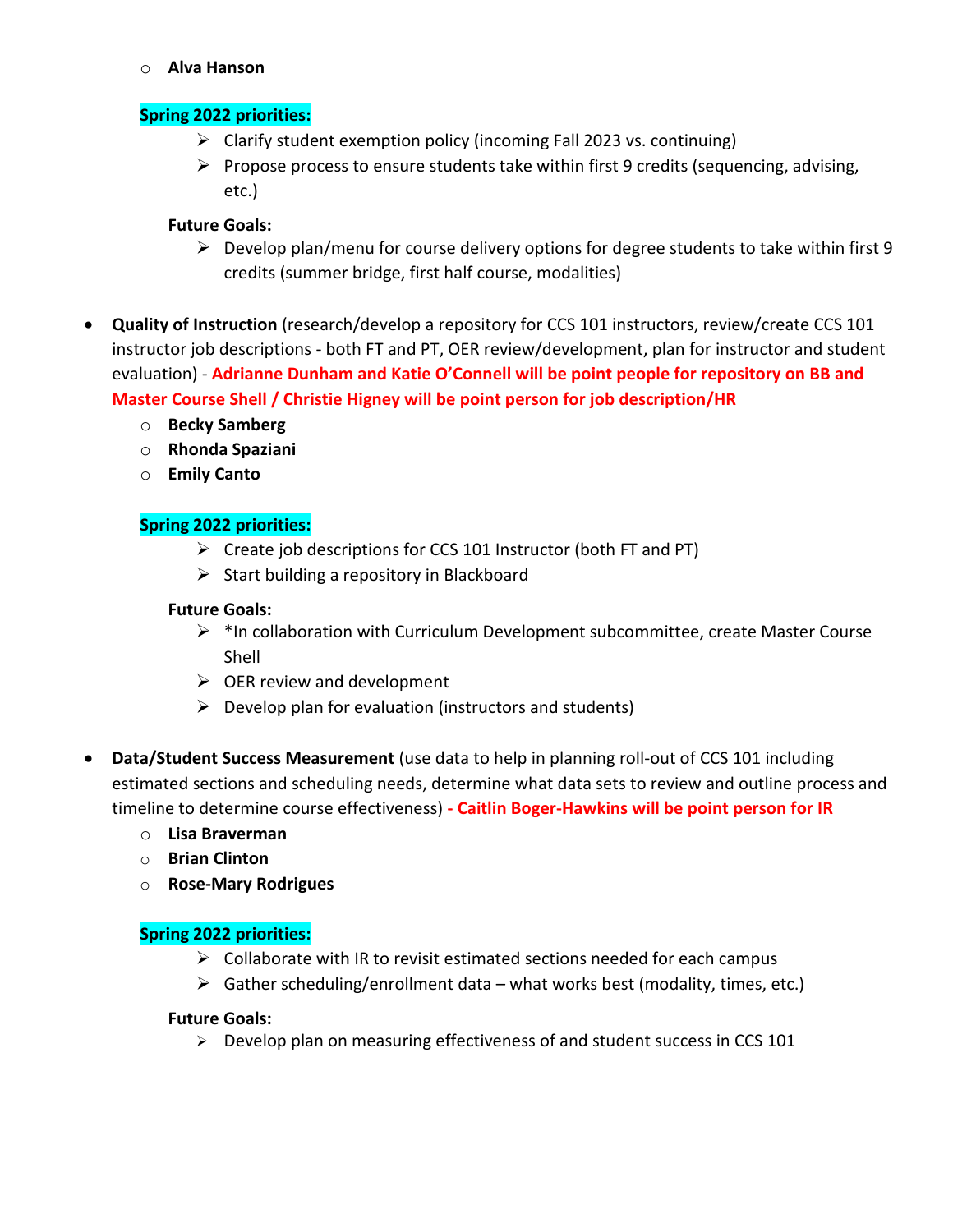- **Alva Hanson**

**Spring 2022 priorities:**

- Clarify student exemption policy (incoming Fall 2023 vs. continuing)
- Propose process to ensure students take within first 9 credits (sequencing, advising, etc.)

**Future Goals:**

- Develop plan/menu for course delivery options for degree students to take within first 9 credits (summer bridge, first half course, modalities)

- **Quality of Instruction** (research/develop a repository for CCS 101 instructors, review/create CCS 101 instructor job descriptions - both FT and PT, OER review/development, plan for instructor and student evaluation) - **Adrianne Dunham and Katie O'Connell will be point people for repository on BB and Master Course Shell / Christie Higney will be point person for job description/HR**
  - **Becky Samberg**
  - **Rhonda Spaziani**
  - **Emily Canto**

**Spring 2022 priorities:**

- Create job descriptions for CCS 101 Instructor (both FT and PT)
- Start building a repository in Blackboard

**Future Goals:**

- *In collaboration with Curriculum Development subcommittee, create Master Course Shell
- OER review and development
- Develop plan for evaluation (instructors and students)

- **Data/Student Success Measurement** (use data to help in planning roll-out of CCS 101 including estimated sections and scheduling needs, determine what data sets to review and outline process and timeline to determine course effectiveness) **- Caitlin Boger-Hawkins will be point person for IR**
  - **Lisa Braverman**
  - **Brian Clinton**
  - **Rose-Mary Rodrigues**

**Spring 2022 priorities:**

- Collaborate with IR to revisit estimated sections needed for each campus
- Gather scheduling/enrollment data – what works best (modality, times, etc.)

**Future Goals:**

- Develop plan on measuring effectiveness of and student success in CCS 101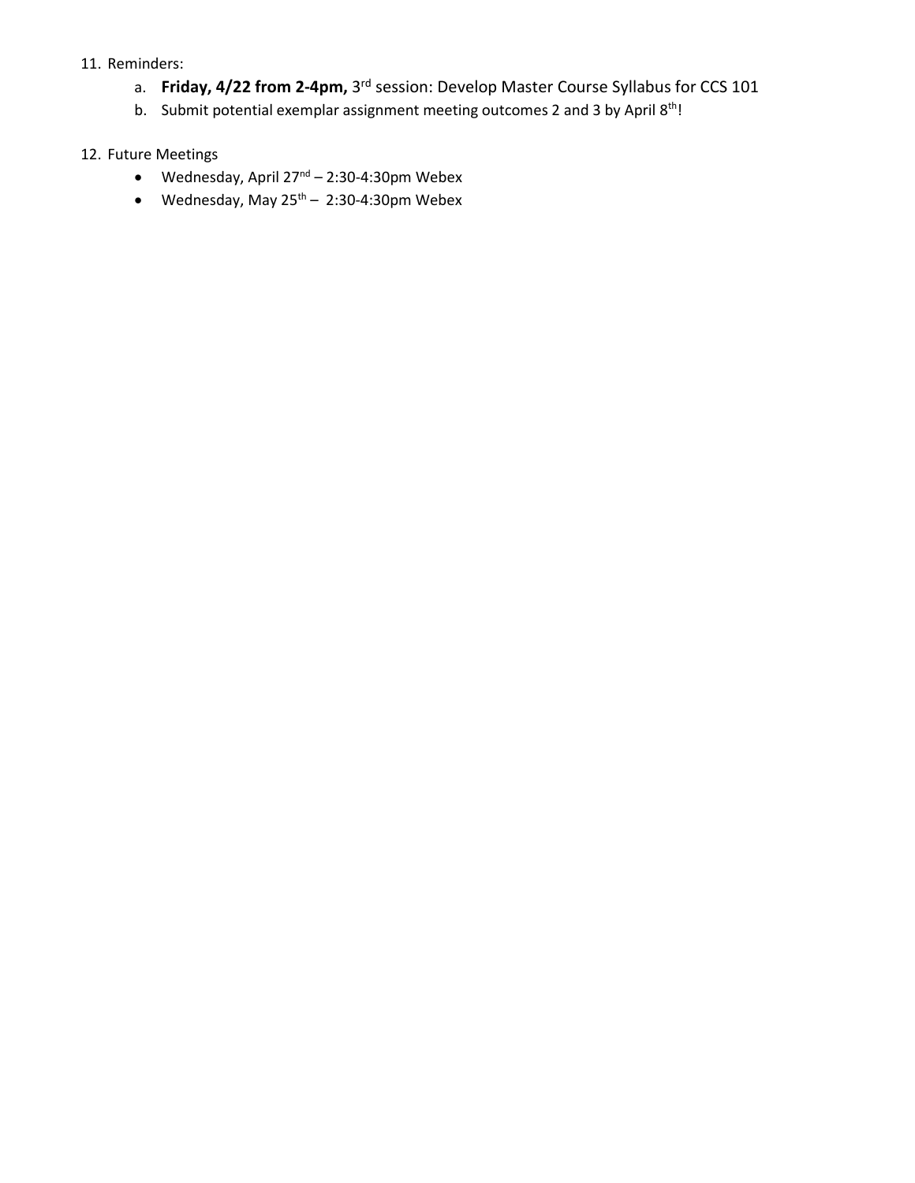11. Reminders:
    a. **Friday, 4/22 from 2-4pm,** 3rd session: Develop Master Course Syllabus for CCS 101
    b. Submit potential exemplar assignment meeting outcomes 2 and 3 by April 8th!

12. Future Meetings
    - Wednesday, April 27nd – 2:30-4:30pm Webex
    - Wednesday, May 25th – 2:30-4:30pm Webex